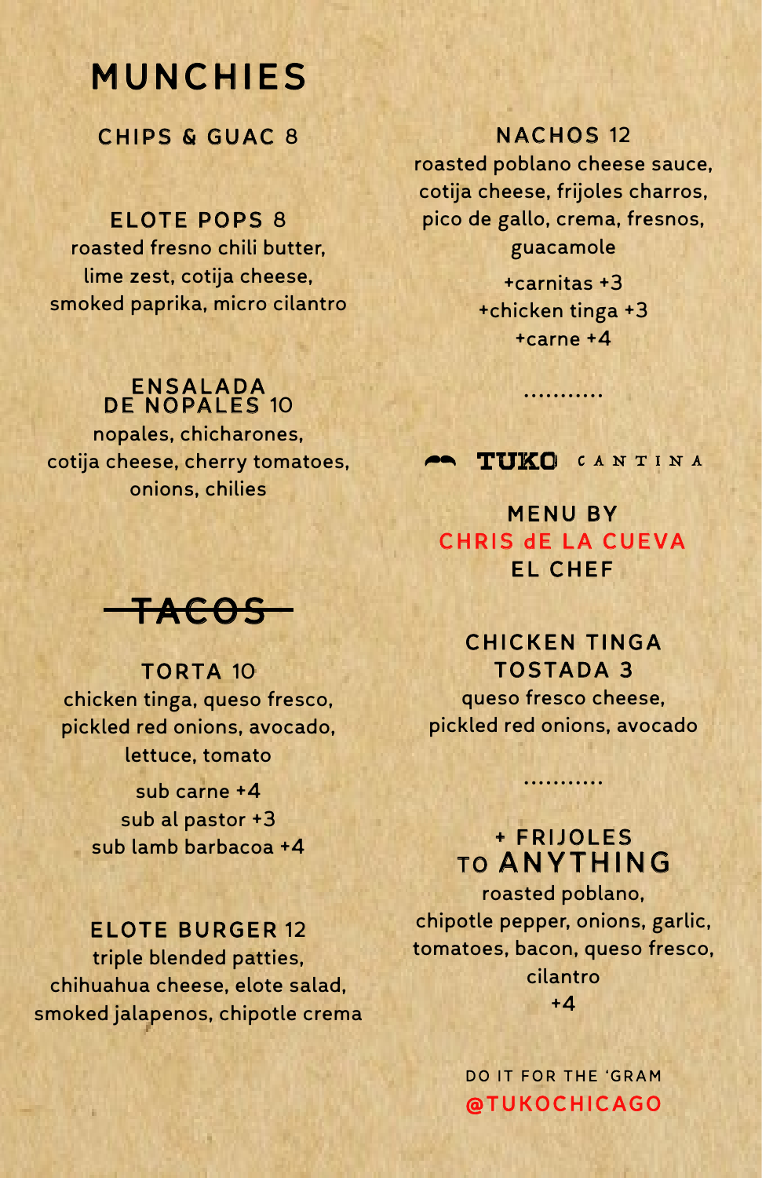# MUNCHIES

### CHIPS & GUAC 8

### ELOTE POPS 8

roasted fresno chili butter, lime zest, cotija cheese, smoked paprika, micro cilantro

### ENSALADA DE NOPALES 10

nopales, chicharones, cotija cheese, cherry tomatoes, onions, chilies

# ~~TACOS~~

### TORTA 10

chicken tinga, queso fresco, pickled red onions, avocado, lettuce, tomato

sub carne +4
sub al pastor +3
sub lamb barbacoa +4

### ELOTE BURGER 12

triple blended patties, chihuahua cheese, elote salad, smoked jalapenos, chipotle crema

### NACHOS 12

roasted poblano cheese sauce, cotija cheese, frijoles charros, pico de gallo, crema, fresnos, guacamole

+carnitas +3
+chicken tinga +3
+carne +4

...........

TUKO CANTINA

MENU BY
CHRIS dE LA CUEVA
EL CHEF

### CHICKEN TINGA TOSTADA 3

queso fresco cheese, pickled red onions, avocado

...........

### + FRIJOLES TO ANYTHING

roasted poblano, chipotle pepper, onions, garlic, tomatoes, bacon, queso fresco, cilantro
+4

DO IT FOR THE 'GRAM
@TUKOCHICAGO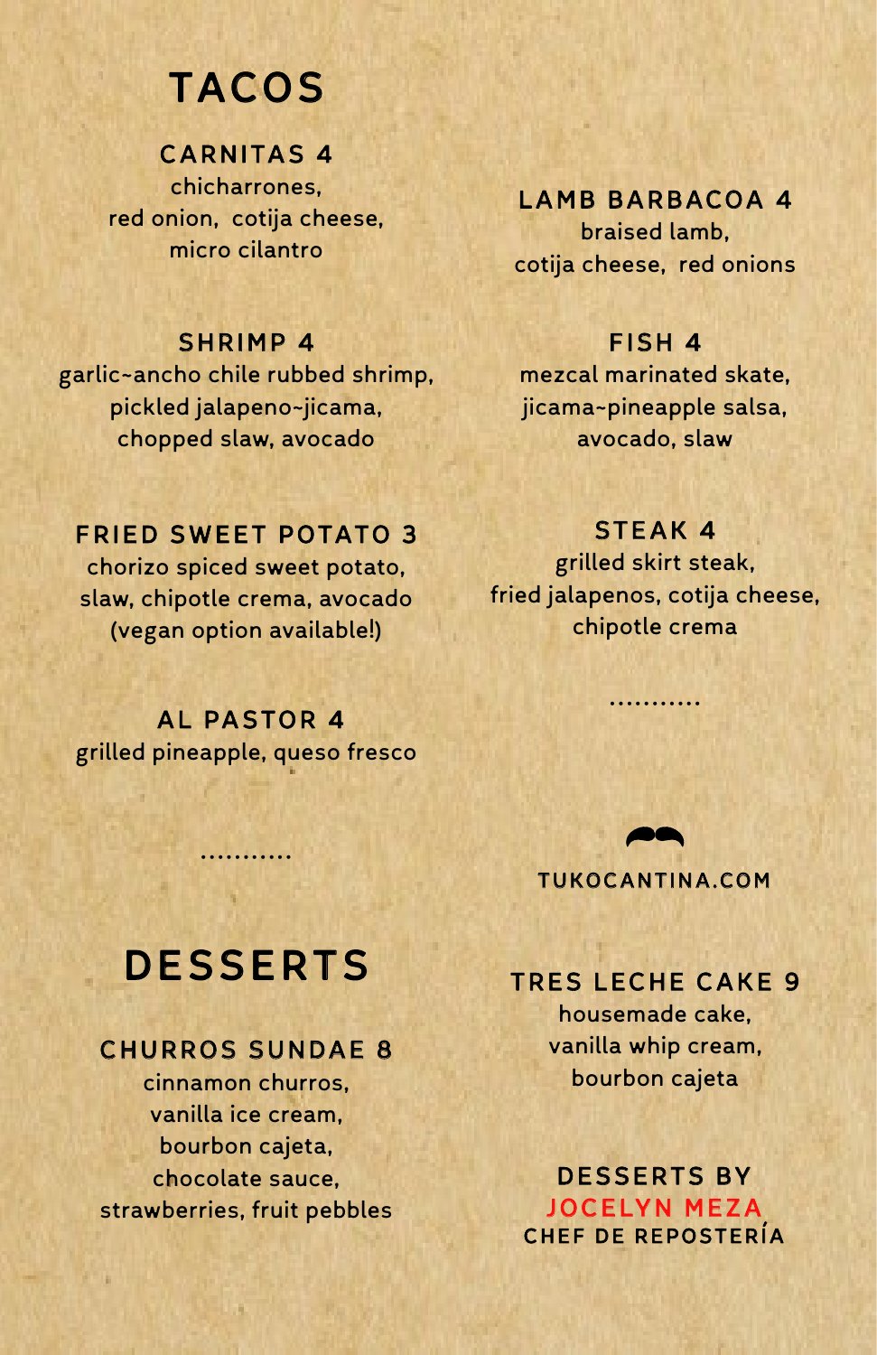# TACOS

### CARNITAS 4
chicharrones,
red onion, cotija cheese,
micro cilantro

### SHRIMP 4
garlic~ancho chile rubbed shrimp,
pickled jalapeno~jicama,
chopped slaw, avocado

### FRIED SWEET POTATO 3
chorizo spiced sweet potato,
slaw, chipotle crema, avocado
(vegan option available!)

### AL PASTOR 4
grilled pineapple, queso fresco

### LAMB BARBACOA 4
braised lamb,
cotija cheese, red onions

### FISH 4
mezcal marinated skate,
jicama~pineapple salsa,
avocado, slaw

### STEAK 4
grilled skirt steak,
fried jalapenos, cotija cheese,
chipotle crema

...........

TUKOCANTINA.COM

# DESSERTS

### CHURROS SUNDAE 8
cinnamon churros,
vanilla ice cream,
bourbon cajeta,
chocolate sauce,
strawberries, fruit pebbles

### TRES LECHE CAKE 9
housemade cake,
vanilla whip cream,
bourbon cajeta

**DESSERTS BY**
**JOCELYN MEZA**
CHEF DE REPOSTERÍA